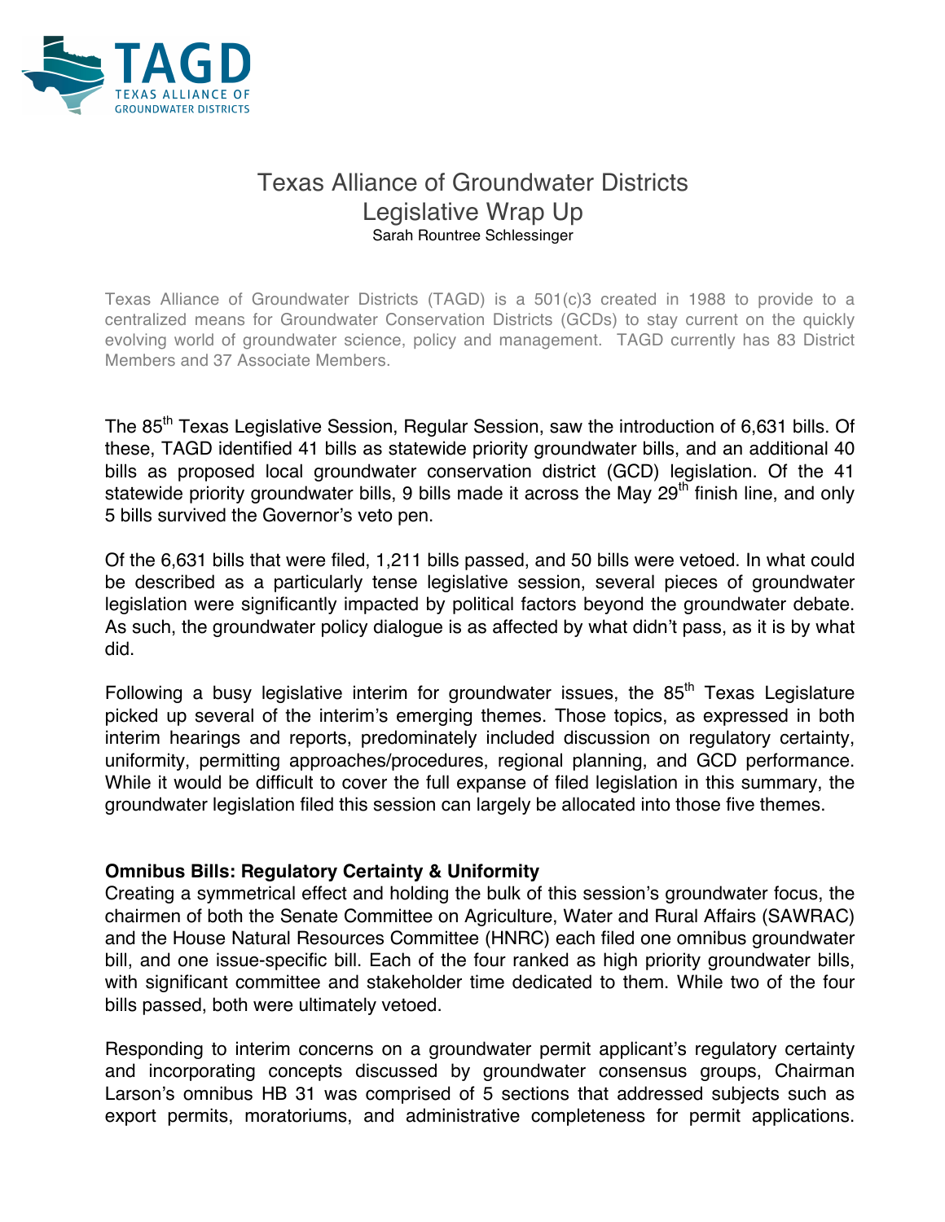TAGD
TEXAS ALLIANCE OF GROUNDWATER DISTRICTS

# Texas Alliance of Groundwater Districts Legislative Wrap Up

Sarah Rountree Schlessinger

Texas Alliance of Groundwater Districts (TAGD) is a 501(c)3 created in 1988 to provide to a centralized means for Groundwater Conservation Districts (GCDs) to stay current on the quickly evolving world of groundwater science, policy and management. TAGD currently has 83 District Members and 37 Associate Members.

The 85th Texas Legislative Session, Regular Session, saw the introduction of 6,631 bills. Of these, TAGD identified 41 bills as statewide priority groundwater bills, and an additional 40 bills as proposed local groundwater conservation district (GCD) legislation. Of the 41 statewide priority groundwater bills, 9 bills made it across the May 29th finish line, and only 5 bills survived the Governor's veto pen.

Of the 6,631 bills that were filed, 1,211 bills passed, and 50 bills were vetoed. In what could be described as a particularly tense legislative session, several pieces of groundwater legislation were significantly impacted by political factors beyond the groundwater debate. As such, the groundwater policy dialogue is as affected by what didn't pass, as it is by what did.

Following a busy legislative interim for groundwater issues, the 85th Texas Legislature picked up several of the interim's emerging themes. Those topics, as expressed in both interim hearings and reports, predominately included discussion on regulatory certainty, uniformity, permitting approaches/procedures, regional planning, and GCD performance. While it would be difficult to cover the full expanse of filed legislation in this summary, the groundwater legislation filed this session can largely be allocated into those five themes.

**Omnibus Bills: Regulatory Certainty & Uniformity**

Creating a symmetrical effect and holding the bulk of this session's groundwater focus, the chairmen of both the Senate Committee on Agriculture, Water and Rural Affairs (SAWRAC) and the House Natural Resources Committee (HNRC) each filed one omnibus groundwater bill, and one issue-specific bill. Each of the four ranked as high priority groundwater bills, with significant committee and stakeholder time dedicated to them. While two of the four bills passed, both were ultimately vetoed.

Responding to interim concerns on a groundwater permit applicant's regulatory certainty and incorporating concepts discussed by groundwater consensus groups, Chairman Larson's omnibus HB 31 was comprised of 5 sections that addressed subjects such as export permits, moratoriums, and administrative completeness for permit applications.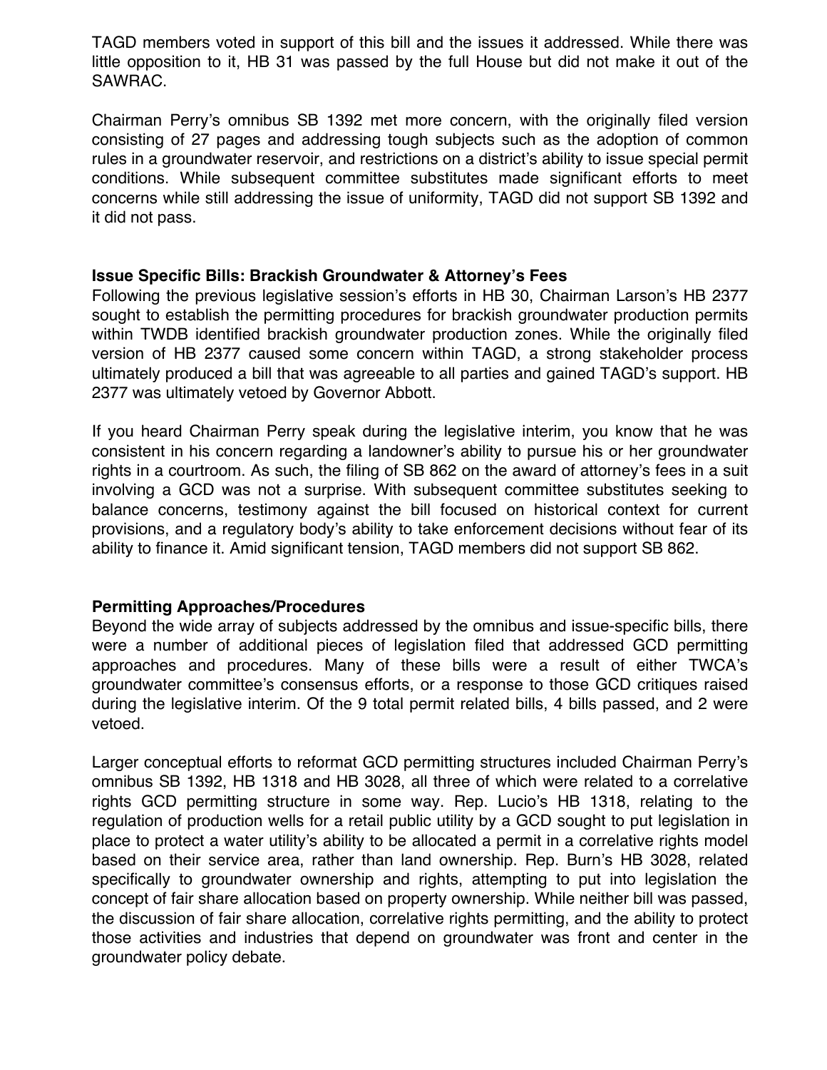TAGD members voted in support of this bill and the issues it addressed. While there was little opposition to it, HB 31 was passed by the full House but did not make it out of the SAWRAC.

Chairman Perry's omnibus SB 1392 met more concern, with the originally filed version consisting of 27 pages and addressing tough subjects such as the adoption of common rules in a groundwater reservoir, and restrictions on a district's ability to issue special permit conditions. While subsequent committee substitutes made significant efforts to meet concerns while still addressing the issue of uniformity, TAGD did not support SB 1392 and it did not pass.

**Issue Specific Bills: Brackish Groundwater & Attorney's Fees**

Following the previous legislative session's efforts in HB 30, Chairman Larson's HB 2377 sought to establish the permitting procedures for brackish groundwater production permits within TWDB identified brackish groundwater production zones. While the originally filed version of HB 2377 caused some concern within TAGD, a strong stakeholder process ultimately produced a bill that was agreeable to all parties and gained TAGD's support. HB 2377 was ultimately vetoed by Governor Abbott.

If you heard Chairman Perry speak during the legislative interim, you know that he was consistent in his concern regarding a landowner's ability to pursue his or her groundwater rights in a courtroom. As such, the filing of SB 862 on the award of attorney's fees in a suit involving a GCD was not a surprise. With subsequent committee substitutes seeking to balance concerns, testimony against the bill focused on historical context for current provisions, and a regulatory body's ability to take enforcement decisions without fear of its ability to finance it. Amid significant tension, TAGD members did not support SB 862.

**Permitting Approaches/Procedures**

Beyond the wide array of subjects addressed by the omnibus and issue-specific bills, there were a number of additional pieces of legislation filed that addressed GCD permitting approaches and procedures. Many of these bills were a result of either TWCA's groundwater committee's consensus efforts, or a response to those GCD critiques raised during the legislative interim. Of the 9 total permit related bills, 4 bills passed, and 2 were vetoed.

Larger conceptual efforts to reformat GCD permitting structures included Chairman Perry's omnibus SB 1392, HB 1318 and HB 3028, all three of which were related to a correlative rights GCD permitting structure in some way. Rep. Lucio's HB 1318, relating to the regulation of production wells for a retail public utility by a GCD sought to put legislation in place to protect a water utility's ability to be allocated a permit in a correlative rights model based on their service area, rather than land ownership. Rep. Burn's HB 3028, related specifically to groundwater ownership and rights, attempting to put into legislation the concept of fair share allocation based on property ownership. While neither bill was passed, the discussion of fair share allocation, correlative rights permitting, and the ability to protect those activities and industries that depend on groundwater was front and center in the groundwater policy debate.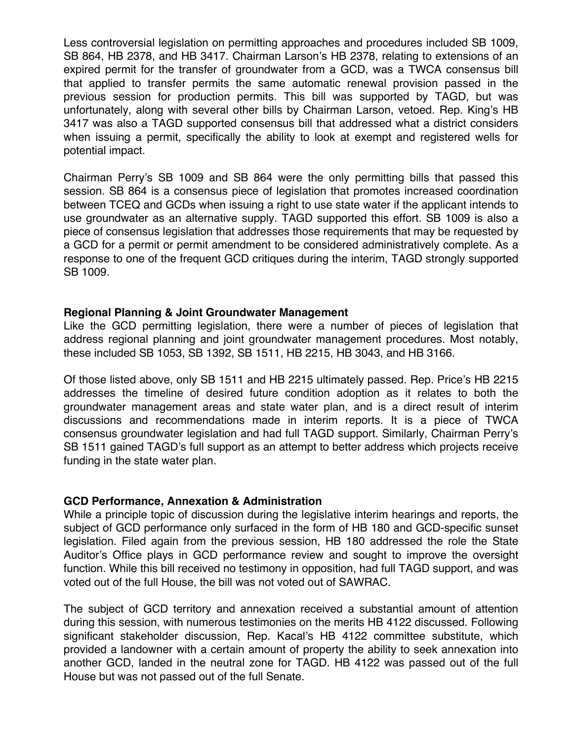Less controversial legislation on permitting approaches and procedures included SB 1009, SB 864, HB 2378, and HB 3417. Chairman Larson's HB 2378, relating to extensions of an expired permit for the transfer of groundwater from a GCD, was a TWCA consensus bill that applied to transfer permits the same automatic renewal provision passed in the previous session for production permits. This bill was supported by TAGD, but was unfortunately, along with several other bills by Chairman Larson, vetoed. Rep. King's HB 3417 was also a TAGD supported consensus bill that addressed what a district considers when issuing a permit, specifically the ability to look at exempt and registered wells for potential impact.

Chairman Perry's SB 1009 and SB 864 were the only permitting bills that passed this session. SB 864 is a consensus piece of legislation that promotes increased coordination between TCEQ and GCDs when issuing a right to use state water if the applicant intends to use groundwater as an alternative supply. TAGD supported this effort. SB 1009 is also a piece of consensus legislation that addresses those requirements that may be requested by a GCD for a permit or permit amendment to be considered administratively complete. As a response to one of the frequent GCD critiques during the interim, TAGD strongly supported SB 1009.

**Regional Planning & Joint Groundwater Management**

Like the GCD permitting legislation, there were a number of pieces of legislation that address regional planning and joint groundwater management procedures. Most notably, these included SB 1053, SB 1392, SB 1511, HB 2215, HB 3043, and HB 3166.

Of those listed above, only SB 1511 and HB 2215 ultimately passed. Rep. Price's HB 2215 addresses the timeline of desired future condition adoption as it relates to both the groundwater management areas and state water plan, and is a direct result of interim discussions and recommendations made in interim reports. It is a piece of TWCA consensus groundwater legislation and had full TAGD support. Similarly, Chairman Perry's SB 1511 gained TAGD's full support as an attempt to better address which projects receive funding in the state water plan.

**GCD Performance, Annexation & Administration**

While a principle topic of discussion during the legislative interim hearings and reports, the subject of GCD performance only surfaced in the form of HB 180 and GCD-specific sunset legislation. Filed again from the previous session, HB 180 addressed the role the State Auditor's Office plays in GCD performance review and sought to improve the oversight function. While this bill received no testimony in opposition, had full TAGD support, and was voted out of the full House, the bill was not voted out of SAWRAC.

The subject of GCD territory and annexation received a substantial amount of attention during this session, with numerous testimonies on the merits HB 4122 discussed. Following significant stakeholder discussion, Rep. Kacal's HB 4122 committee substitute, which provided a landowner with a certain amount of property the ability to seek annexation into another GCD, landed in the neutral zone for TAGD. HB 4122 was passed out of the full House but was not passed out of the full Senate.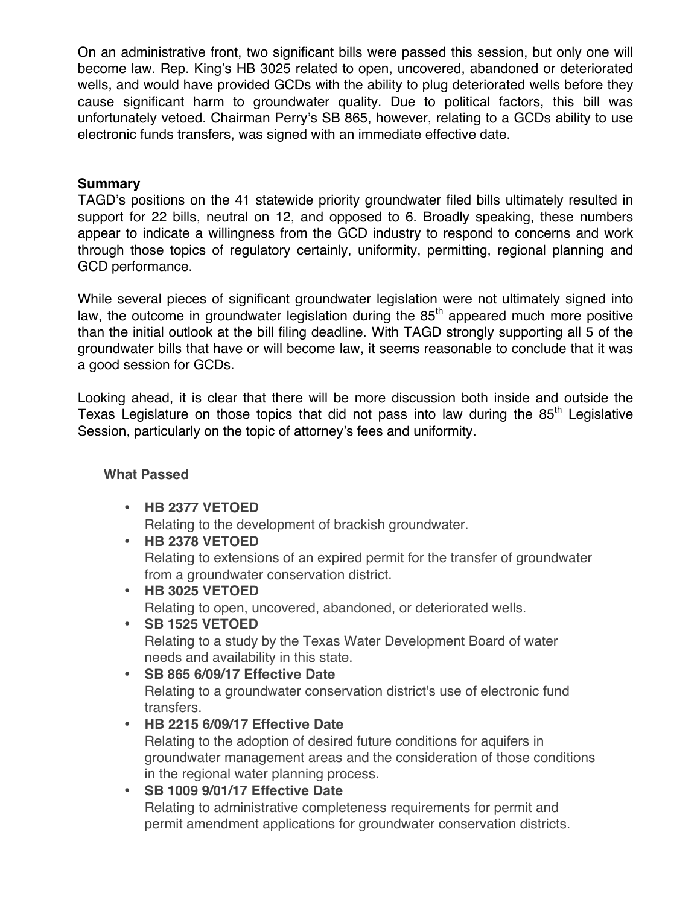On an administrative front, two significant bills were passed this session, but only one will become law. Rep. King's HB 3025 related to open, uncovered, abandoned or deteriorated wells, and would have provided GCDs with the ability to plug deteriorated wells before they cause significant harm to groundwater quality. Due to political factors, this bill was unfortunately vetoed. Chairman Perry's SB 865, however, relating to a GCDs ability to use electronic funds transfers, was signed with an immediate effective date.

**Summary**

TAGD's positions on the 41 statewide priority groundwater filed bills ultimately resulted in support for 22 bills, neutral on 12, and opposed to 6. Broadly speaking, these numbers appear to indicate a willingness from the GCD industry to respond to concerns and work through those topics of regulatory certainly, uniformity, permitting, regional planning and GCD performance.

While several pieces of significant groundwater legislation were not ultimately signed into law, the outcome in groundwater legislation during the 85th appeared much more positive than the initial outlook at the bill filing deadline. With TAGD strongly supporting all 5 of the groundwater bills that have or will become law, it seems reasonable to conclude that it was a good session for GCDs.

Looking ahead, it is clear that there will be more discussion both inside and outside the Texas Legislature on those topics that did not pass into law during the 85th Legislative Session, particularly on the topic of attorney's fees and uniformity.

**What Passed**

- **HB 2377 VETOED**
  Relating to the development of brackish groundwater.
- **HB 2378 VETOED**
  Relating to extensions of an expired permit for the transfer of groundwater from a groundwater conservation district.
- **HB 3025 VETOED**
  Relating to open, uncovered, abandoned, or deteriorated wells.
- **SB 1525 VETOED**
  Relating to a study by the Texas Water Development Board of water needs and availability in this state.
- **SB 865 6/09/17 Effective Date**
  Relating to a groundwater conservation district's use of electronic fund transfers.
- **HB 2215 6/09/17 Effective Date**
  Relating to the adoption of desired future conditions for aquifers in groundwater management areas and the consideration of those conditions in the regional water planning process.
- **SB 1009 9/01/17 Effective Date**
  Relating to administrative completeness requirements for permit and permit amendment applications for groundwater conservation districts.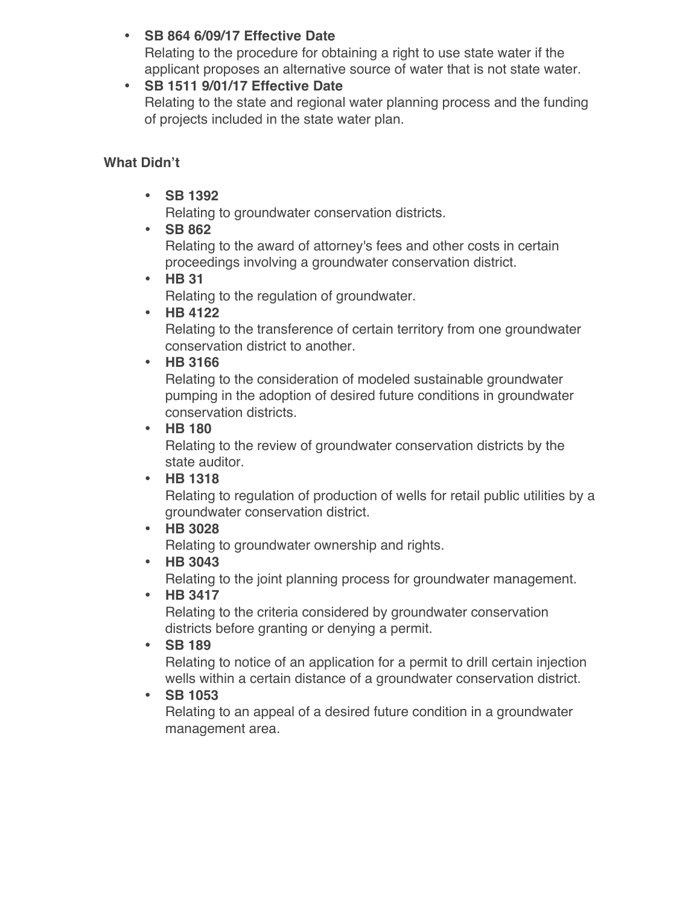- **SB 864 6/09/17 Effective Date**
  Relating to the procedure for obtaining a right to use state water if the applicant proposes an alternative source of water that is not state water.
- **SB 1511 9/01/17 Effective Date**
  Relating to the state and regional water planning process and the funding of projects included in the state water plan.

**What Didn't**

- **SB 1392**
  Relating to groundwater conservation districts.
- **SB 862**
  Relating to the award of attorney's fees and other costs in certain proceedings involving a groundwater conservation district.
- **HB 31**
  Relating to the regulation of groundwater.
- **HB 4122**
  Relating to the transference of certain territory from one groundwater conservation district to another.
- **HB 3166**
  Relating to the consideration of modeled sustainable groundwater pumping in the adoption of desired future conditions in groundwater conservation districts.
- **HB 180**
  Relating to the review of groundwater conservation districts by the state auditor.
- **HB 1318**
  Relating to regulation of production of wells for retail public utilities by a groundwater conservation district.
- **HB 3028**
  Relating to groundwater ownership and rights.
- **HB 3043**
  Relating to the joint planning process for groundwater management.
- **HB 3417**
  Relating to the criteria considered by groundwater conservation districts before granting or denying a permit.
- **SB 189**
  Relating to notice of an application for a permit to drill certain injection wells within a certain distance of a groundwater conservation district.
- **SB 1053**
  Relating to an appeal of a desired future condition in a groundwater management area.